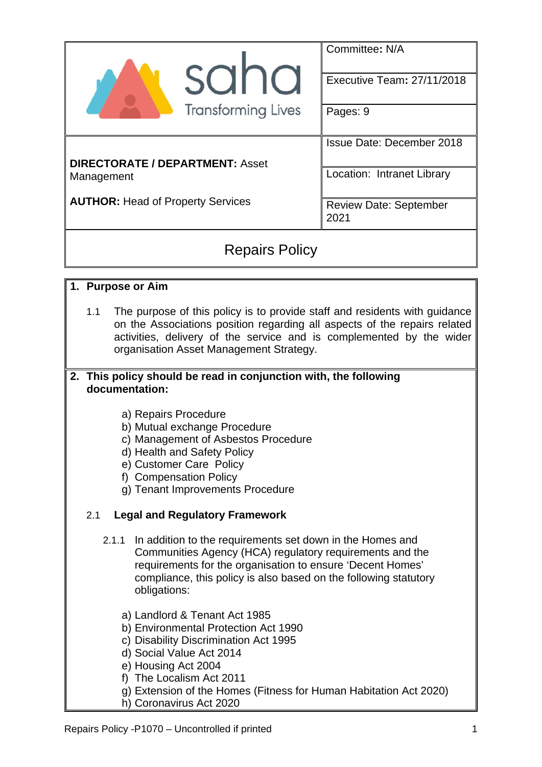| saha Transforming Lives | Committee: N/A |
| --- | --- |
| | Executive Team: 27/11/2018 |
| | Pages: 9 |
| **DIRECTORATE / DEPARTMENT:** Asset Management<br><br>**AUTHOR:** Head of Property Services | Issue Date: December 2018 |
| | Location: Intranet Library |
| | Review Date: September 2021 |

# Repairs Policy

## 1. Purpose or Aim

1.1 The purpose of this policy is to provide staff and residents with guidance on the Associations position regarding all aspects of the repairs related activities, delivery of the service and is complemented by the wider organisation Asset Management Strategy.

## 2. This policy should be read in conjunction with, the following documentation:

a) Repairs Procedure
b) Mutual exchange Procedure
c) Management of Asbestos Procedure
d) Health and Safety Policy
e) Customer Care Policy
f) Compensation Policy
g) Tenant Improvements Procedure

### 2.1 Legal and Regulatory Framework

2.1.1 In addition to the requirements set down in the Homes and Communities Agency (HCA) regulatory requirements and the requirements for the organisation to ensure 'Decent Homes' compliance, this policy is also based on the following statutory obligations:

a) Landlord & Tenant Act 1985
b) Environmental Protection Act 1990
c) Disability Discrimination Act 1995
d) Social Value Act 2014
e) Housing Act 2004
f) The Localism Act 2011
g) Extension of the Homes (Fitness for Human Habitation Act 2020)
h) Coronavirus Act 2020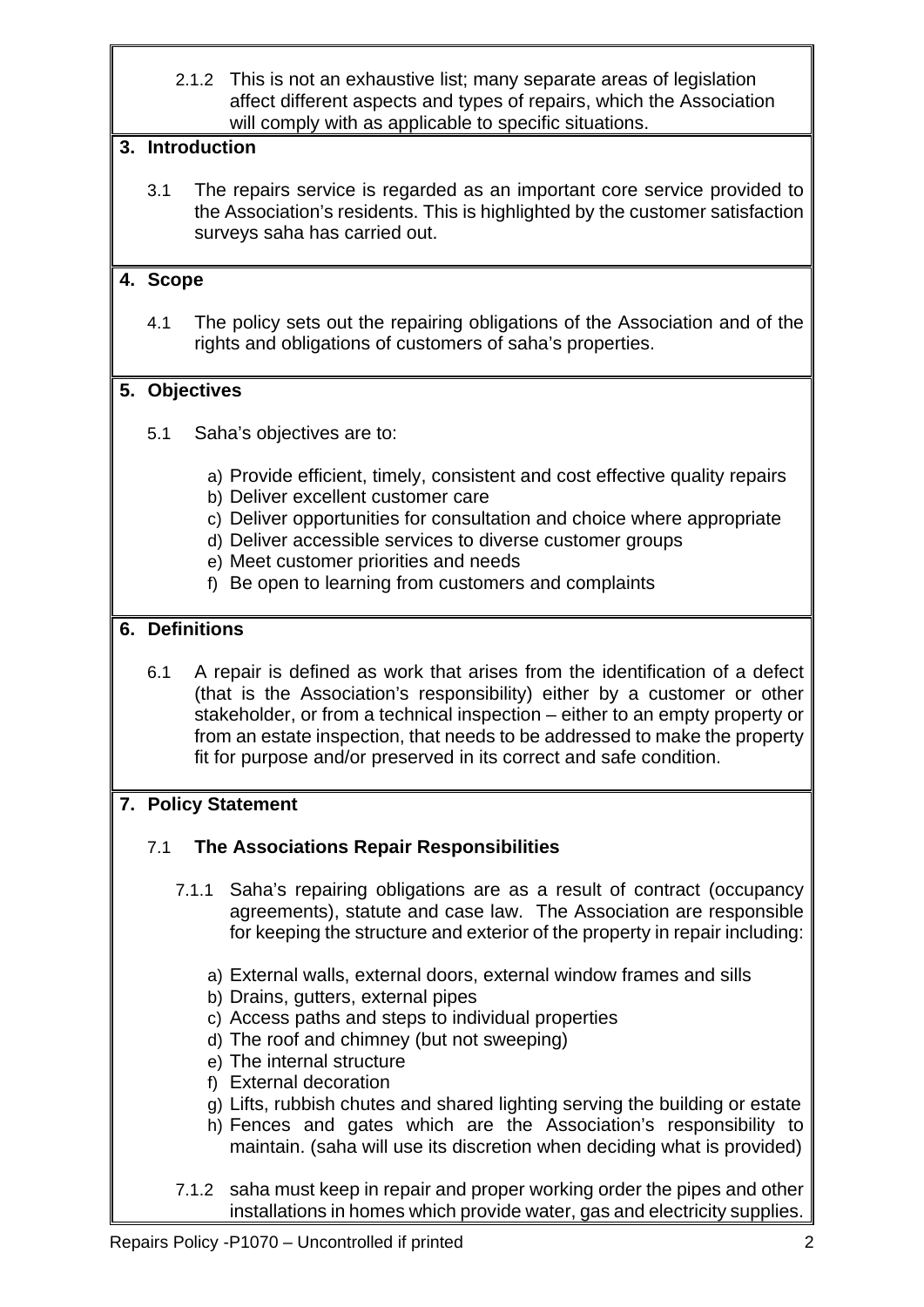2.1.2 This is not an exhaustive list; many separate areas of legislation affect different aspects and types of repairs, which the Association will comply with as applicable to specific situations.

## 3. Introduction

3.1 The repairs service is regarded as an important core service provided to the Association's residents. This is highlighted by the customer satisfaction surveys saha has carried out.

## 4. Scope

4.1 The policy sets out the repairing obligations of the Association and of the rights and obligations of customers of saha's properties.

## 5. Objectives

5.1 Saha's objectives are to:

a) Provide efficient, timely, consistent and cost effective quality repairs
b) Deliver excellent customer care
c) Deliver opportunities for consultation and choice where appropriate
d) Deliver accessible services to diverse customer groups
e) Meet customer priorities and needs
f) Be open to learning from customers and complaints

## 6. Definitions

6.1 A repair is defined as work that arises from the identification of a defect (that is the Association's responsibility) either by a customer or other stakeholder, or from a technical inspection – either to an empty property or from an estate inspection, that needs to be addressed to make the property fit for purpose and/or preserved in its correct and safe condition.

## 7. Policy Statement

### 7.1 The Associations Repair Responsibilities

7.1.1 Saha's repairing obligations are as a result of contract (occupancy agreements), statute and case law. The Association are responsible for keeping the structure and exterior of the property in repair including:

a) External walls, external doors, external window frames and sills
b) Drains, gutters, external pipes
c) Access paths and steps to individual properties
d) The roof and chimney (but not sweeping)
e) The internal structure
f) External decoration
g) Lifts, rubbish chutes and shared lighting serving the building or estate
h) Fences and gates which are the Association's responsibility to maintain. (saha will use its discretion when deciding what is provided)

7.1.2 saha must keep in repair and proper working order the pipes and other installations in homes which provide water, gas and electricity supplies.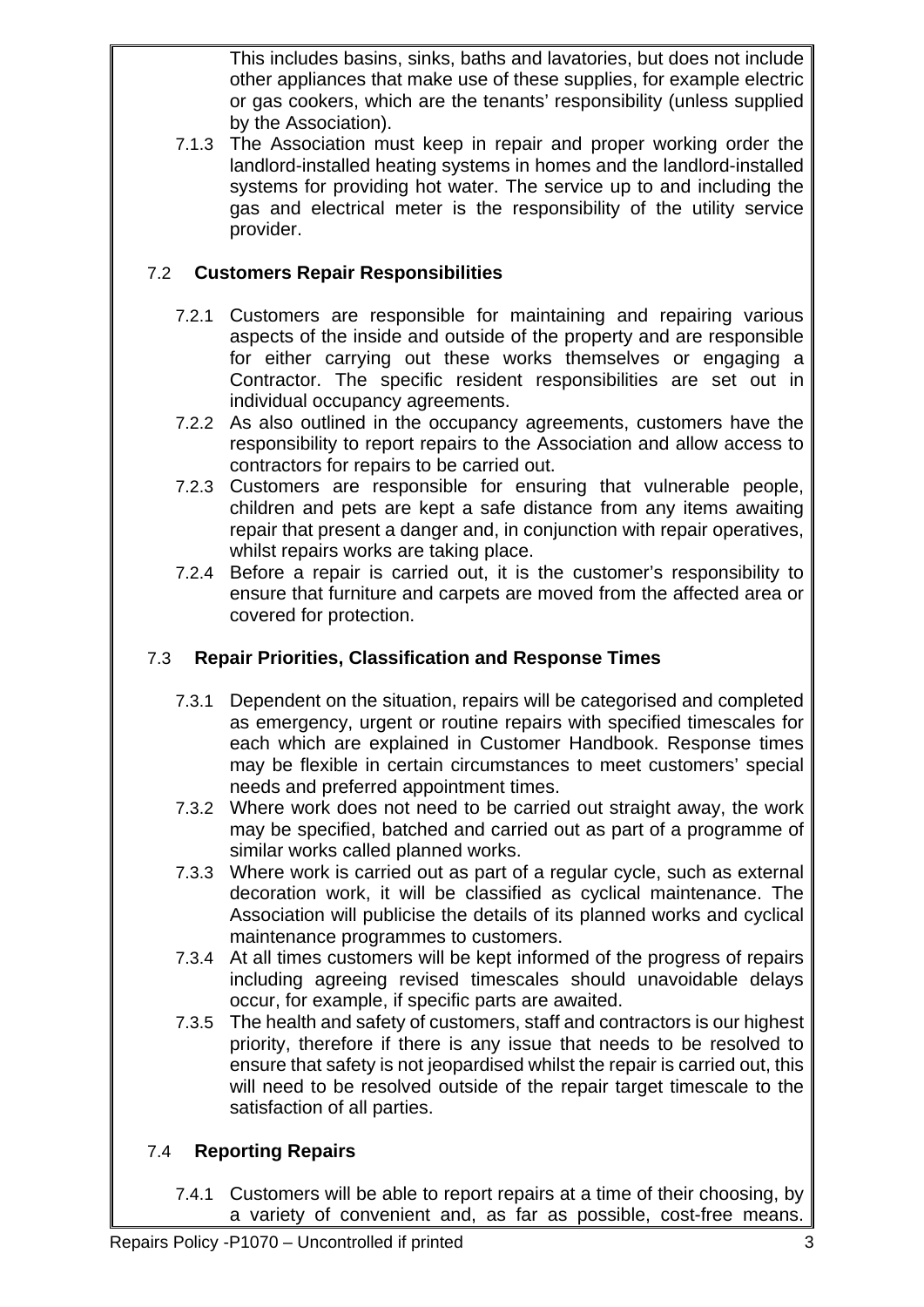This includes basins, sinks, baths and lavatories, but does not include other appliances that make use of these supplies, for example electric or gas cookers, which are the tenants' responsibility (unless supplied by the Association).

7.1.3 The Association must keep in repair and proper working order the landlord-installed heating systems in homes and the landlord-installed systems for providing hot water. The service up to and including the gas and electrical meter is the responsibility of the utility service provider.

### 7.2 Customers Repair Responsibilities

7.2.1 Customers are responsible for maintaining and repairing various aspects of the inside and outside of the property and are responsible for either carrying out these works themselves or engaging a Contractor. The specific resident responsibilities are set out in individual occupancy agreements.

7.2.2 As also outlined in the occupancy agreements, customers have the responsibility to report repairs to the Association and allow access to contractors for repairs to be carried out.

7.2.3 Customers are responsible for ensuring that vulnerable people, children and pets are kept a safe distance from any items awaiting repair that present a danger and, in conjunction with repair operatives, whilst repairs works are taking place.

7.2.4 Before a repair is carried out, it is the customer's responsibility to ensure that furniture and carpets are moved from the affected area or covered for protection.

### 7.3 Repair Priorities, Classification and Response Times

7.3.1 Dependent on the situation, repairs will be categorised and completed as emergency, urgent or routine repairs with specified timescales for each which are explained in Customer Handbook. Response times may be flexible in certain circumstances to meet customers' special needs and preferred appointment times.

7.3.2 Where work does not need to be carried out straight away, the work may be specified, batched and carried out as part of a programme of similar works called planned works.

7.3.3 Where work is carried out as part of a regular cycle, such as external decoration work, it will be classified as cyclical maintenance. The Association will publicise the details of its planned works and cyclical maintenance programmes to customers.

7.3.4 At all times customers will be kept informed of the progress of repairs including agreeing revised timescales should unavoidable delays occur, for example, if specific parts are awaited.

7.3.5 The health and safety of customers, staff and contractors is our highest priority, therefore if there is any issue that needs to be resolved to ensure that safety is not jeopardised whilst the repair is carried out, this will need to be resolved outside of the repair target timescale to the satisfaction of all parties.

### 7.4 Reporting Repairs

7.4.1 Customers will be able to report repairs at a time of their choosing, by a variety of convenient and, as far as possible, cost-free means.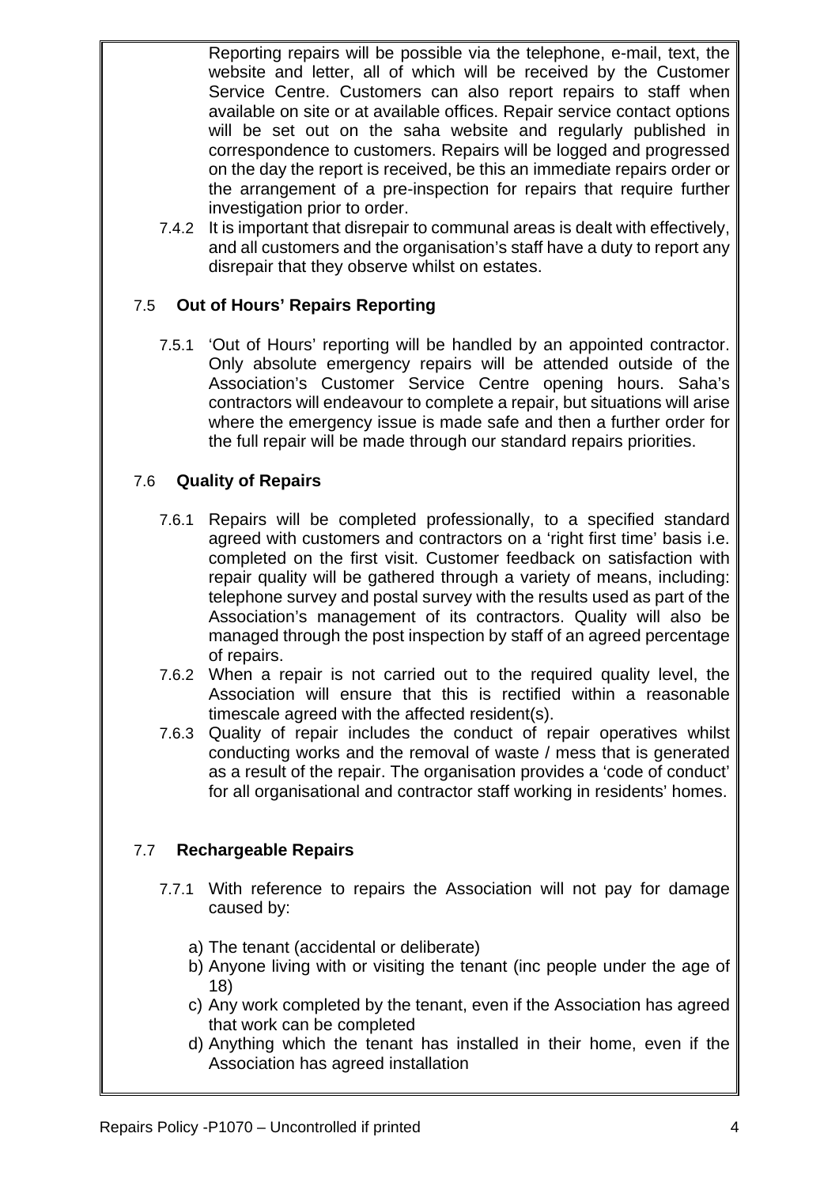Reporting repairs will be possible via the telephone, e-mail, text, the website and letter, all of which will be received by the Customer Service Centre. Customers can also report repairs to staff when available on site or at available offices. Repair service contact options will be set out on the saha website and regularly published in correspondence to customers. Repairs will be logged and progressed on the day the report is received, be this an immediate repairs order or the arrangement of a pre-inspection for repairs that require further investigation prior to order.

7.4.2 It is important that disrepair to communal areas is dealt with effectively, and all customers and the organisation's staff have a duty to report any disrepair that they observe whilst on estates.

### 7.5 Out of Hours' Repairs Reporting

7.5.1 'Out of Hours' reporting will be handled by an appointed contractor. Only absolute emergency repairs will be attended outside of the Association's Customer Service Centre opening hours. Saha's contractors will endeavour to complete a repair, but situations will arise where the emergency issue is made safe and then a further order for the full repair will be made through our standard repairs priorities.

### 7.6 Quality of Repairs

7.6.1 Repairs will be completed professionally, to a specified standard agreed with customers and contractors on a 'right first time' basis i.e. completed on the first visit. Customer feedback on satisfaction with repair quality will be gathered through a variety of means, including: telephone survey and postal survey with the results used as part of the Association's management of its contractors. Quality will also be managed through the post inspection by staff of an agreed percentage of repairs.

7.6.2 When a repair is not carried out to the required quality level, the Association will ensure that this is rectified within a reasonable timescale agreed with the affected resident(s).

7.6.3 Quality of repair includes the conduct of repair operatives whilst conducting works and the removal of waste / mess that is generated as a result of the repair. The organisation provides a 'code of conduct' for all organisational and contractor staff working in residents' homes.

### 7.7 Rechargeable Repairs

7.7.1 With reference to repairs the Association will not pay for damage caused by:

a) The tenant (accidental or deliberate)
b) Anyone living with or visiting the tenant (inc people under the age of 18)
c) Any work completed by the tenant, even if the Association has agreed that work can be completed
d) Anything which the tenant has installed in their home, even if the Association has agreed installation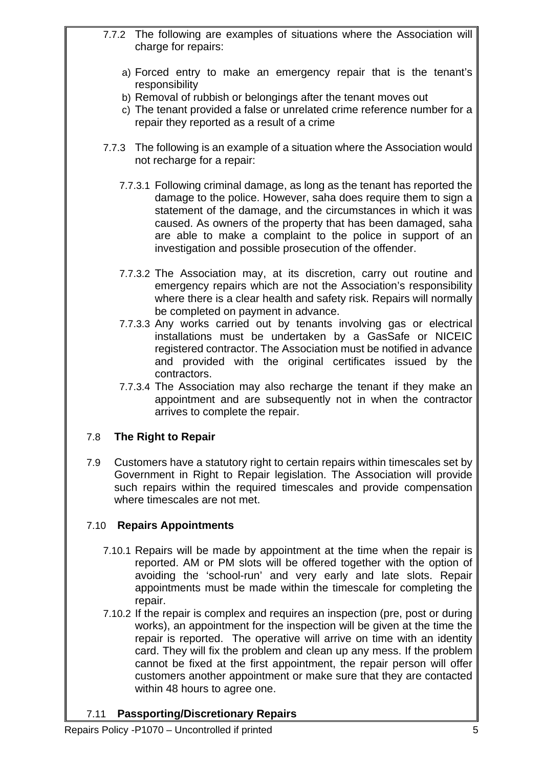7.7.2 The following are examples of situations where the Association will charge for repairs:

a) Forced entry to make an emergency repair that is the tenant's responsibility
b) Removal of rubbish or belongings after the tenant moves out
c) The tenant provided a false or unrelated crime reference number for a repair they reported as a result of a crime

7.7.3 The following is an example of a situation where the Association would not recharge for a repair:

7.7.3.1 Following criminal damage, as long as the tenant has reported the damage to the police. However, saha does require them to sign a statement of the damage, and the circumstances in which it was caused. As owners of the property that has been damaged, saha are able to make a complaint to the police in support of an investigation and possible prosecution of the offender.

7.7.3.2 The Association may, at its discretion, carry out routine and emergency repairs which are not the Association's responsibility where there is a clear health and safety risk. Repairs will normally be completed on payment in advance.

7.7.3.3 Any works carried out by tenants involving gas or electrical installations must be undertaken by a GasSafe or NICEIC registered contractor. The Association must be notified in advance and provided with the original certificates issued by the contractors.

7.7.3.4 The Association may also recharge the tenant if they make an appointment and are subsequently not in when the contractor arrives to complete the repair.

## 7.8 The Right to Repair

7.9 Customers have a statutory right to certain repairs within timescales set by Government in Right to Repair legislation. The Association will provide such repairs within the required timescales and provide compensation where timescales are not met.

## 7.10 Repairs Appointments

7.10.1 Repairs will be made by appointment at the time when the repair is reported. AM or PM slots will be offered together with the option of avoiding the 'school-run' and very early and late slots. Repair appointments must be made within the timescale for completing the repair.

7.10.2 If the repair is complex and requires an inspection (pre, post or during works), an appointment for the inspection will be given at the time the repair is reported. The operative will arrive on time with an identity card. They will fix the problem and clean up any mess. If the problem cannot be fixed at the first appointment, the repair person will offer customers another appointment or make sure that they are contacted within 48 hours to agree one.

## 7.11 Passporting/Discretionary Repairs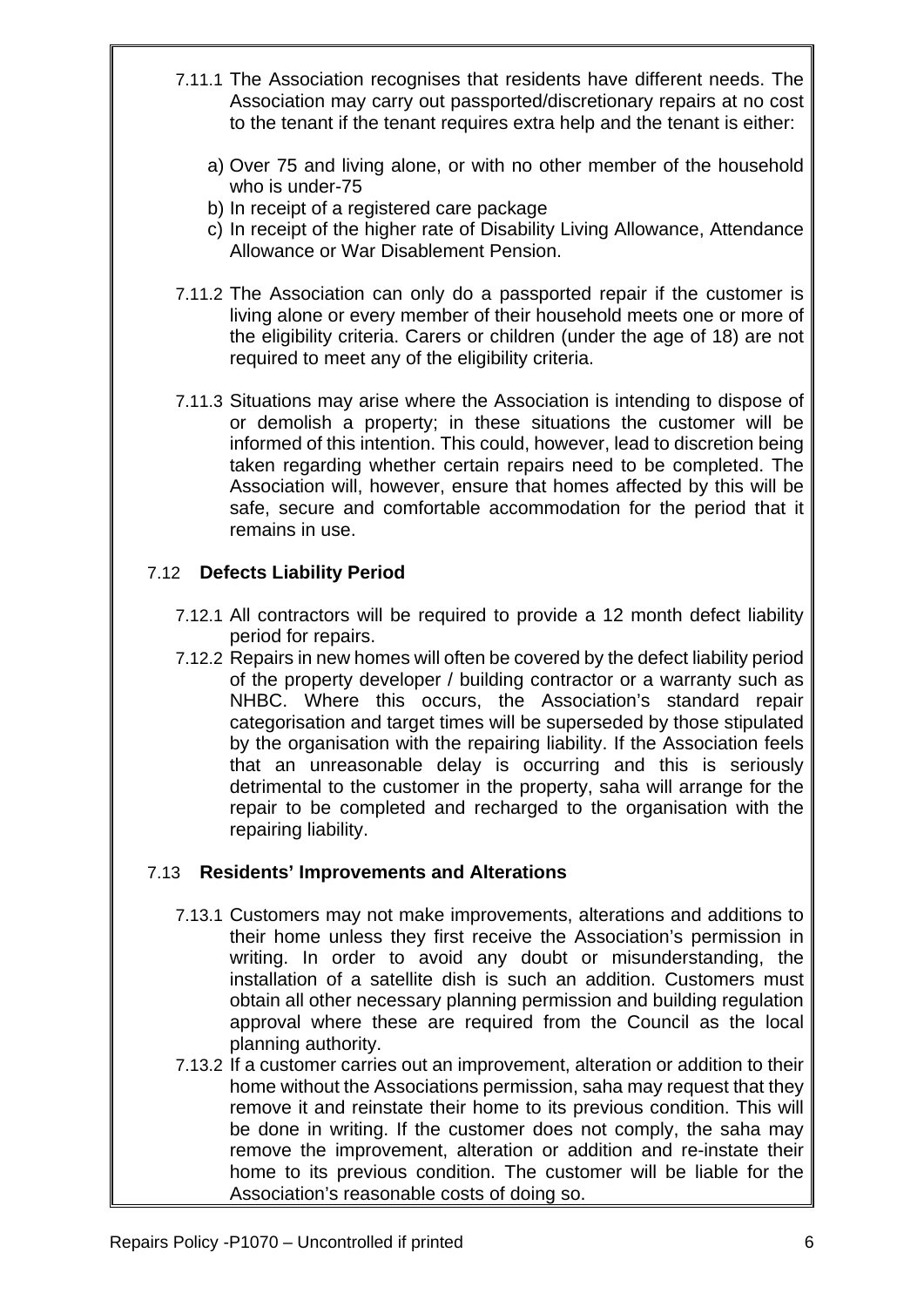7.11.1 The Association recognises that residents have different needs. The Association may carry out passported/discretionary repairs at no cost to the tenant if the tenant requires extra help and the tenant is either:

a) Over 75 and living alone, or with no other member of the household who is under-75
b) In receipt of a registered care package
c) In receipt of the higher rate of Disability Living Allowance, Attendance Allowance or War Disablement Pension.

7.11.2 The Association can only do a passported repair if the customer is living alone or every member of their household meets one or more of the eligibility criteria. Carers or children (under the age of 18) are not required to meet any of the eligibility criteria.

7.11.3 Situations may arise where the Association is intending to dispose of or demolish a property; in these situations the customer will be informed of this intention. This could, however, lead to discretion being taken regarding whether certain repairs need to be completed. The Association will, however, ensure that homes affected by this will be safe, secure and comfortable accommodation for the period that it remains in use.

### 7.12 Defects Liability Period

7.12.1 All contractors will be required to provide a 12 month defect liability period for repairs.

7.12.2 Repairs in new homes will often be covered by the defect liability period of the property developer / building contractor or a warranty such as NHBC. Where this occurs, the Association's standard repair categorisation and target times will be superseded by those stipulated by the organisation with the repairing liability. If the Association feels that an unreasonable delay is occurring and this is seriously detrimental to the customer in the property, saha will arrange for the repair to be completed and recharged to the organisation with the repairing liability.

### 7.13 Residents' Improvements and Alterations

7.13.1 Customers may not make improvements, alterations and additions to their home unless they first receive the Association's permission in writing. In order to avoid any doubt or misunderstanding, the installation of a satellite dish is such an addition. Customers must obtain all other necessary planning permission and building regulation approval where these are required from the Council as the local planning authority.

7.13.2 If a customer carries out an improvement, alteration or addition to their home without the Associations permission, saha may request that they remove it and reinstate their home to its previous condition. This will be done in writing. If the customer does not comply, the saha may remove the improvement, alteration or addition and re-instate their home to its previous condition. The customer will be liable for the Association's reasonable costs of doing so.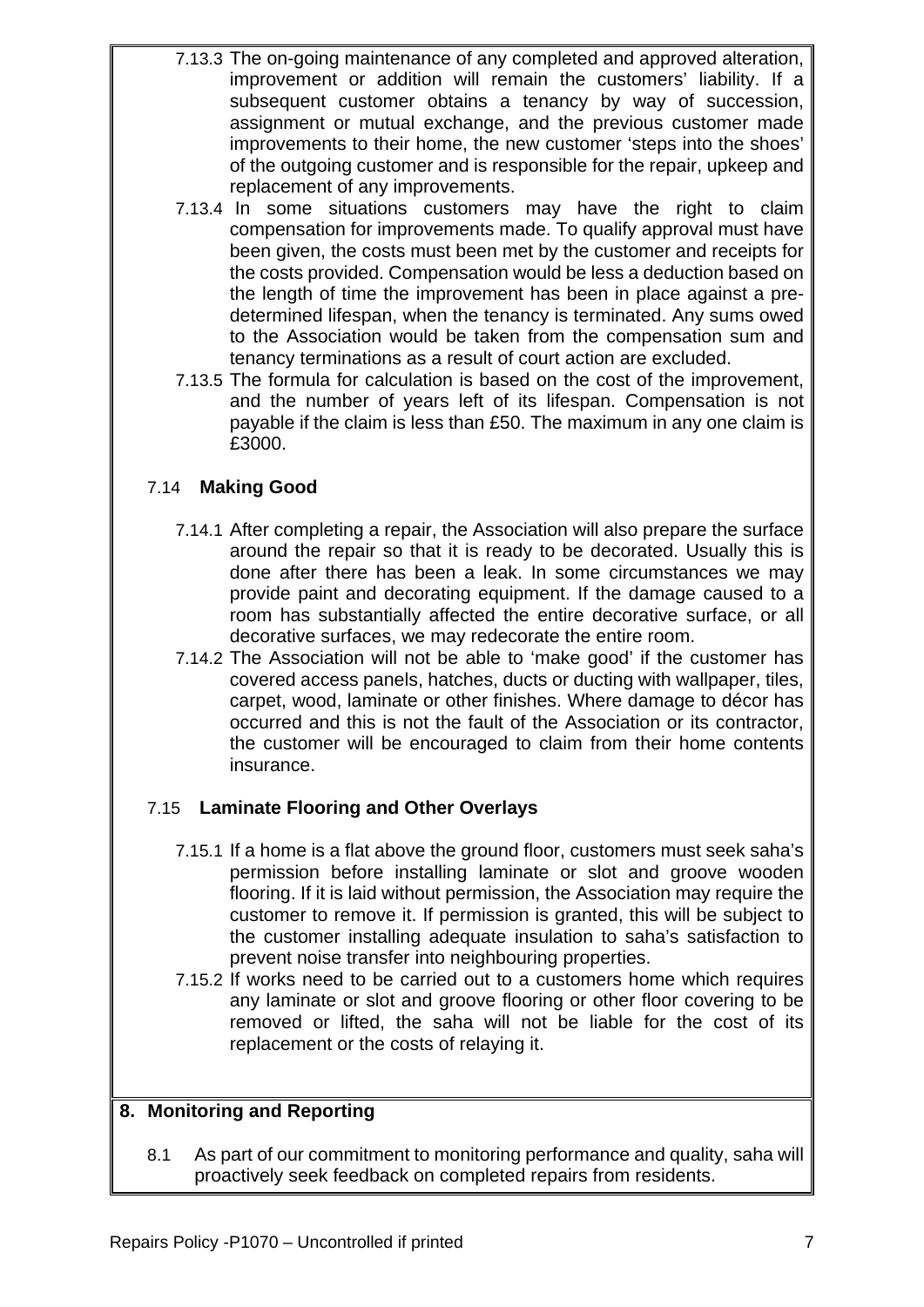7.13.3 The on-going maintenance of any completed and approved alteration, improvement or addition will remain the customers' liability. If a subsequent customer obtains a tenancy by way of succession, assignment or mutual exchange, and the previous customer made improvements to their home, the new customer 'steps into the shoes' of the outgoing customer and is responsible for the repair, upkeep and replacement of any improvements.

7.13.4 In some situations customers may have the right to claim compensation for improvements made. To qualify approval must have been given, the costs must been met by the customer and receipts for the costs provided. Compensation would be less a deduction based on the length of time the improvement has been in place against a pre-determined lifespan, when the tenancy is terminated. Any sums owed to the Association would be taken from the compensation sum and tenancy terminations as a result of court action are excluded.

7.13.5 The formula for calculation is based on the cost of the improvement, and the number of years left of its lifespan. Compensation is not payable if the claim is less than £50. The maximum in any one claim is £3000.

### 7.14 Making Good

7.14.1 After completing a repair, the Association will also prepare the surface around the repair so that it is ready to be decorated. Usually this is done after there has been a leak. In some circumstances we may provide paint and decorating equipment. If the damage caused to a room has substantially affected the entire decorative surface, or all decorative surfaces, we may redecorate the entire room.

7.14.2 The Association will not be able to 'make good' if the customer has covered access panels, hatches, ducts or ducting with wallpaper, tiles, carpet, wood, laminate or other finishes. Where damage to décor has occurred and this is not the fault of the Association or its contractor, the customer will be encouraged to claim from their home contents insurance.

### 7.15 Laminate Flooring and Other Overlays

7.15.1 If a home is a flat above the ground floor, customers must seek saha's permission before installing laminate or slot and groove wooden flooring. If it is laid without permission, the Association may require the customer to remove it. If permission is granted, this will be subject to the customer installing adequate insulation to saha's satisfaction to prevent noise transfer into neighbouring properties.

7.15.2 If works need to be carried out to a customers home which requires any laminate or slot and groove flooring or other floor covering to be removed or lifted, the saha will not be liable for the cost of its replacement or the costs of relaying it.

## 8. Monitoring and Reporting

8.1 As part of our commitment to monitoring performance and quality, saha will proactively seek feedback on completed repairs from residents.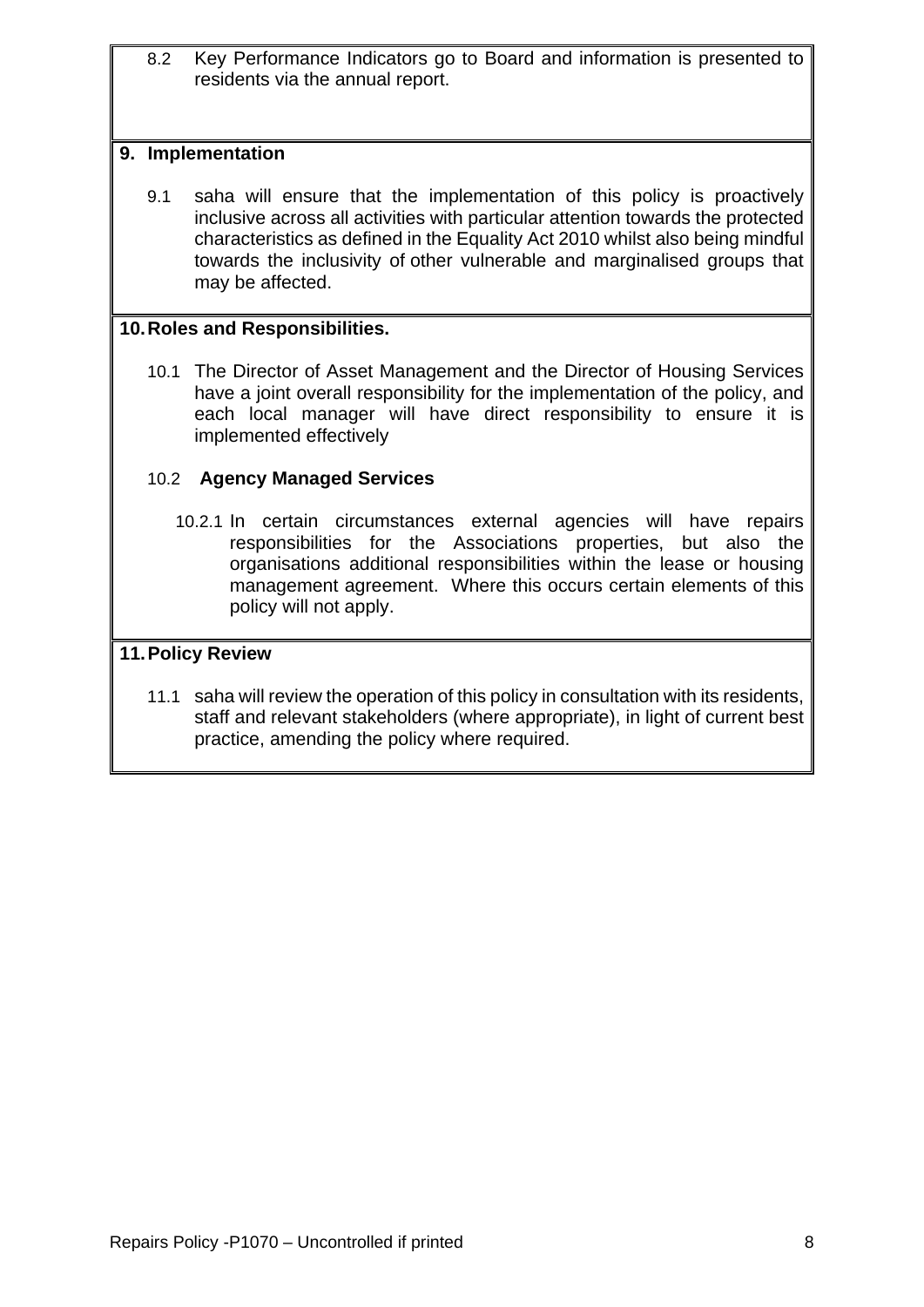8.2 Key Performance Indicators go to Board and information is presented to residents via the annual report.

## 9. Implementation

9.1 saha will ensure that the implementation of this policy is proactively inclusive across all activities with particular attention towards the protected characteristics as defined in the Equality Act 2010 whilst also being mindful towards the inclusivity of other vulnerable and marginalised groups that may be affected.

## 10. Roles and Responsibilities.

10.1 The Director of Asset Management and the Director of Housing Services have a joint overall responsibility for the implementation of the policy, and each local manager will have direct responsibility to ensure it is implemented effectively

### 10.2 Agency Managed Services

10.2.1 In certain circumstances external agencies will have repairs responsibilities for the Associations properties, but also the organisations additional responsibilities within the lease or housing management agreement. Where this occurs certain elements of this policy will not apply.

## 11. Policy Review

11.1 saha will review the operation of this policy in consultation with its residents, staff and relevant stakeholders (where appropriate), in light of current best practice, amending the policy where required.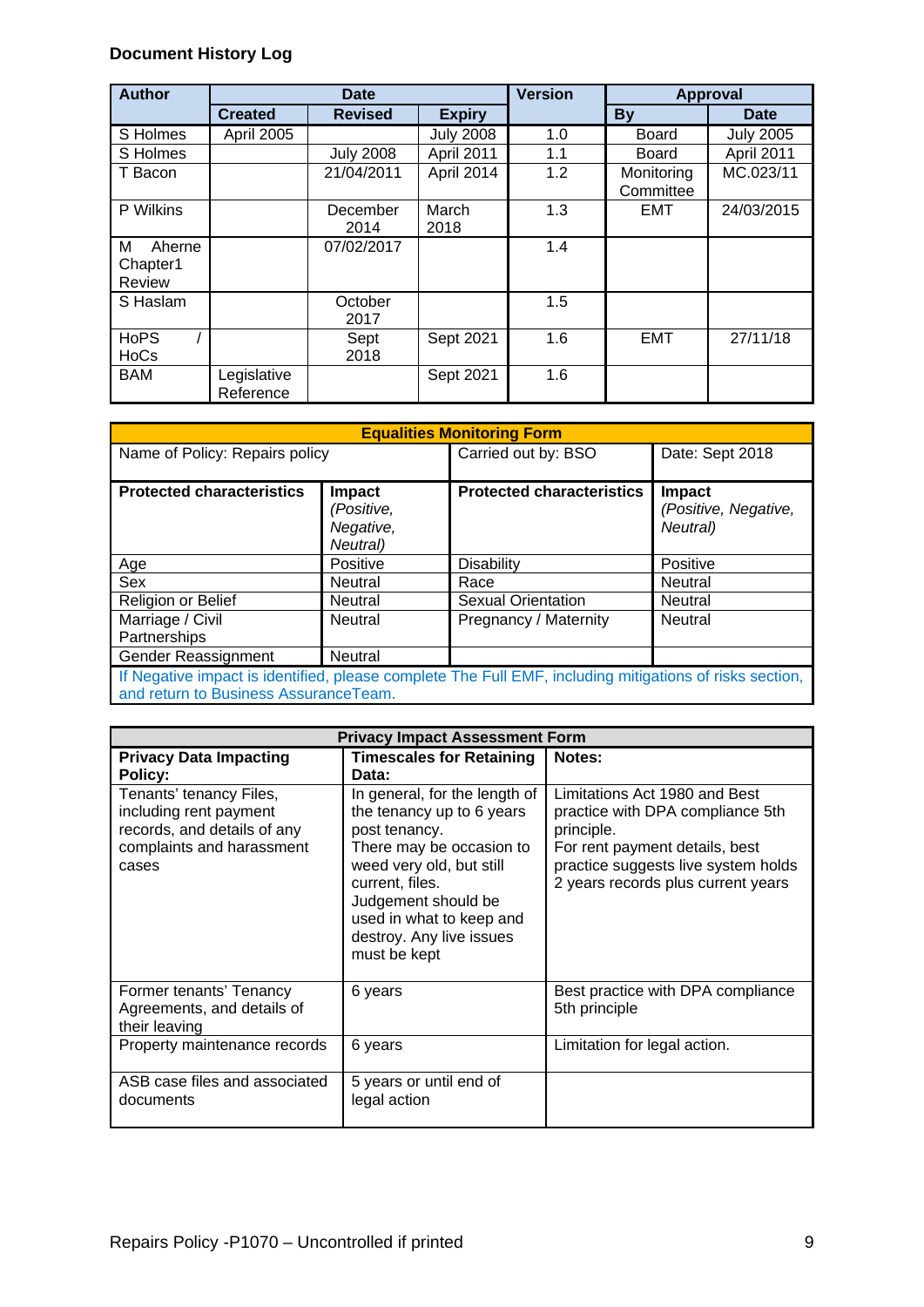**Document History Log**

| Author | Date | | | Version | Approval | |
|---|---|---|---|---|---|---|
| | Created | Revised | Expiry | | By | Date |
| S Holmes | April 2005 | | July 2008 | 1.0 | Board | July 2005 |
| S Holmes | | July 2008 | April 2011 | 1.1 | Board | April 2011 |
| T Bacon | | 21/04/2011 | April 2014 | 1.2 | Monitoring Committee | MC.023/11 |
| P Wilkins | | December 2014 | March 2018 | 1.3 | EMT | 24/03/2015 |
| M Aherne Chapter1 Review | | 07/02/2017 | | 1.4 | | |
| S Haslam | | October 2017 | | 1.5 | | |
| HoPS / HoCs | | Sept 2018 | Sept 2021 | 1.6 | EMT | 27/11/18 |
| BAM | Legislative Reference | | Sept 2021 | 1.6 | | |

| Equalities Monitoring Form | | | |
|---|---|---|---|
| Name of Policy: Repairs policy | | Carried out by: BSO | Date: Sept 2018 |
| **Protected characteristics** | **Impact** *(Positive, Negative, Neutral)* | **Protected characteristics** | **Impact** *(Positive, Negative, Neutral)* |
| Age | Positive | Disability | Positive |
| Sex | Neutral | Race | Neutral |
| Religion or Belief | Neutral | Sexual Orientation | Neutral |
| Marriage / Civil Partnerships | Neutral | Pregnancy / Maternity | Neutral |
| Gender Reassignment | Neutral | | |
| If Negative impact is identified, please complete The Full EMF, including mitigations of risks section, and return to Business AssuranceTeam. | | | |

| Privacy Impact Assessment Form | | |
|---|---|---|
| **Privacy Data Impacting Policy:** | **Timescales for Retaining Data:** | **Notes:** |
| Tenants' tenancy Files, including rent payment records, and details of any complaints and harassment cases | In general, for the length of the tenancy up to 6 years post tenancy. There may be occasion to weed very old, but still current, files. Judgement should be used in what to keep and destroy. Any live issues must be kept | Limitations Act 1980 and Best practice with DPA compliance 5th principle. For rent payment details, best practice suggests live system holds 2 years records plus current years |
| Former tenants' Tenancy Agreements, and details of their leaving | 6 years | Best practice with DPA compliance 5th principle |
| Property maintenance records | 6 years | Limitation for legal action. |
| ASB case files and associated documents | 5 years or until end of legal action | |